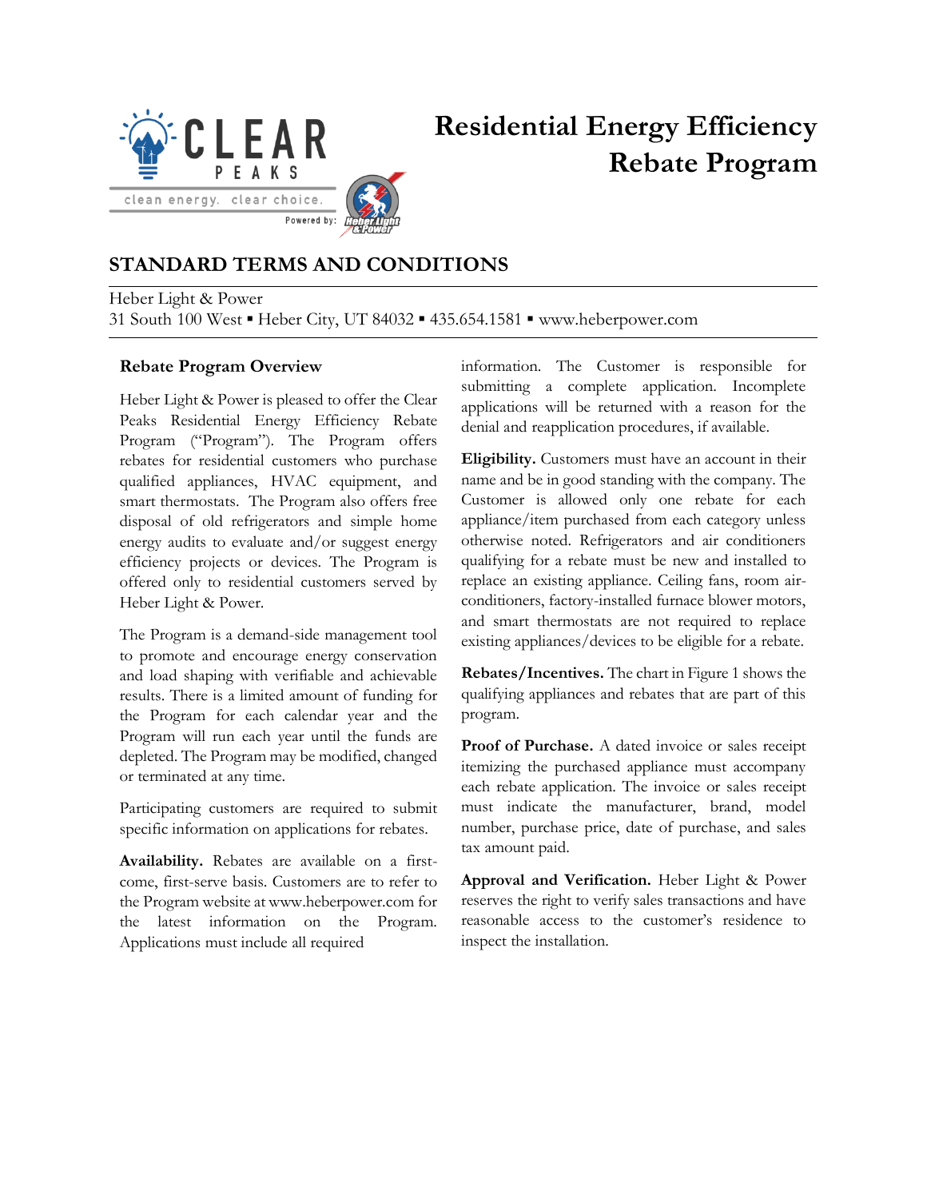# Residential Energy Efficiency Rebate Program

CLEAR PEAKS

clean energy. clear choice.

Powered by: Heber Light & Power

## STANDARD TERMS AND CONDITIONS

Heber Light & Power
31 South 100 West ▪ Heber City, UT 84032 ▪ 435.654.1581 ▪ www.heberpower.com

### Rebate Program Overview

Heber Light & Power is pleased to offer the Clear Peaks Residential Energy Efficiency Rebate Program ("Program"). The Program offers rebates for residential customers who purchase qualified appliances, HVAC equipment, and smart thermostats. The Program also offers free disposal of old refrigerators and simple home energy audits to evaluate and/or suggest energy efficiency projects or devices. The Program is offered only to residential customers served by Heber Light & Power.

The Program is a demand-side management tool to promote and encourage energy conservation and load shaping with verifiable and achievable results. There is a limited amount of funding for the Program for each calendar year and the Program will run each year until the funds are depleted. The Program may be modified, changed or terminated at any time.

Participating customers are required to submit specific information on applications for rebates.

**Availability.** Rebates are available on a first-come, first-serve basis. Customers are to refer to the Program website at www.heberpower.com for the latest information on the Program. Applications must include all required information. The Customer is responsible for submitting a complete application. Incomplete applications will be returned with a reason for the denial and reapplication procedures, if available.

**Eligibility.** Customers must have an account in their name and be in good standing with the company. The Customer is allowed only one rebate for each appliance/item purchased from each category unless otherwise noted. Refrigerators and air conditioners qualifying for a rebate must be new and installed to replace an existing appliance. Ceiling fans, room air-conditioners, factory-installed furnace blower motors, and smart thermostats are not required to replace existing appliances/devices to be eligible for a rebate.

**Rebates/Incentives.** The chart in Figure 1 shows the qualifying appliances and rebates that are part of this program.

**Proof of Purchase.** A dated invoice or sales receipt itemizing the purchased appliance must accompany each rebate application. The invoice or sales receipt must indicate the manufacturer, brand, model number, purchase price, date of purchase, and sales tax amount paid.

**Approval and Verification.** Heber Light & Power reserves the right to verify sales transactions and have reasonable access to the customer's residence to inspect the installation.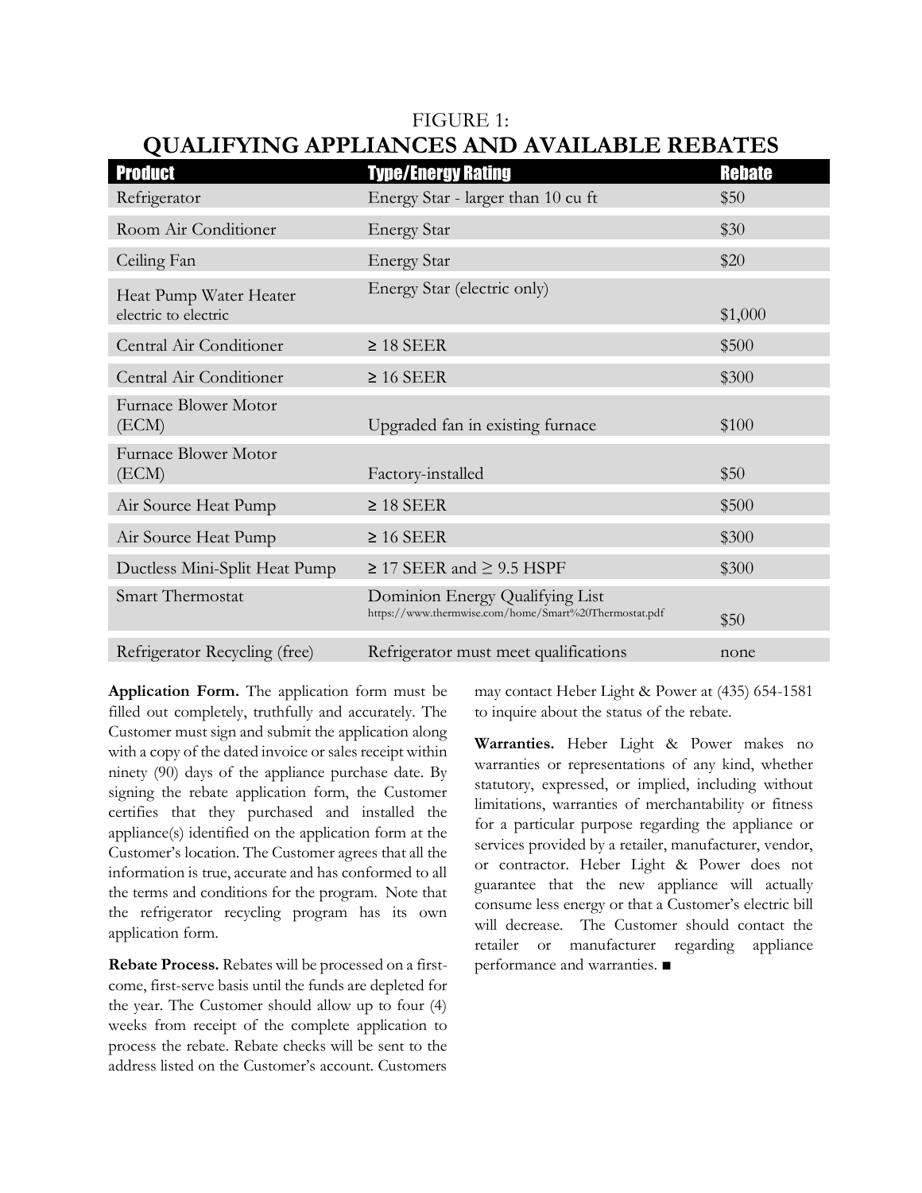FIGURE 1:

## QUALIFYING APPLIANCES AND AVAILABLE REBATES

| Product | Type/Energy Rating | Rebate |
|---|---|---|
| Refrigerator | Energy Star - larger than 10 cu ft | $50 |
| Room Air Conditioner | Energy Star | $30 |
| Ceiling Fan | Energy Star | $20 |
| Heat Pump Water Heater electric to electric | Energy Star (electric only) | $1,000 |
| Central Air Conditioner | ≥ 18 SEER | $500 |
| Central Air Conditioner | ≥ 16 SEER | $300 |
| Furnace Blower Motor (ECM) | Upgraded fan in existing furnace | $100 |
| Furnace Blower Motor (ECM) | Factory-installed | $50 |
| Air Source Heat Pump | ≥ 18 SEER | $500 |
| Air Source Heat Pump | ≥ 16 SEER | $300 |
| Ductless Mini-Split Heat Pump | ≥ 17 SEER and ≥ 9.5 HSPF | $300 |
| Smart Thermostat | Dominion Energy Qualifying List https://www.thermwise.com/home/Smart%20Thermostat.pdf | $50 |
| Refrigerator Recycling (free) | Refrigerator must meet qualifications | none |

**Application Form.** The application form must be filled out completely, truthfully and accurately. The Customer must sign and submit the application along with a copy of the dated invoice or sales receipt within ninety (90) days of the appliance purchase date. By signing the rebate application form, the Customer certifies that they purchased and installed the appliance(s) identified on the application form at the Customer's location. The Customer agrees that all the information is true, accurate and has conformed to all the terms and conditions for the program. Note that the refrigerator recycling program has its own application form.

**Rebate Process.** Rebates will be processed on a first-come, first-serve basis until the funds are depleted for the year. The Customer should allow up to four (4) weeks from receipt of the complete application to process the rebate. Rebate checks will be sent to the address listed on the Customer's account. Customers may contact Heber Light & Power at (435) 654-1581 to inquire about the status of the rebate.

**Warranties.** Heber Light & Power makes no warranties or representations of any kind, whether statutory, expressed, or implied, including without limitations, warranties of merchantability or fitness for a particular purpose regarding the appliance or services provided by a retailer, manufacturer, vendor, or contractor. Heber Light & Power does not guarantee that the new appliance will actually consume less energy or that a Customer's electric bill will decrease. The Customer should contact the retailer or manufacturer regarding appliance performance and warranties. ■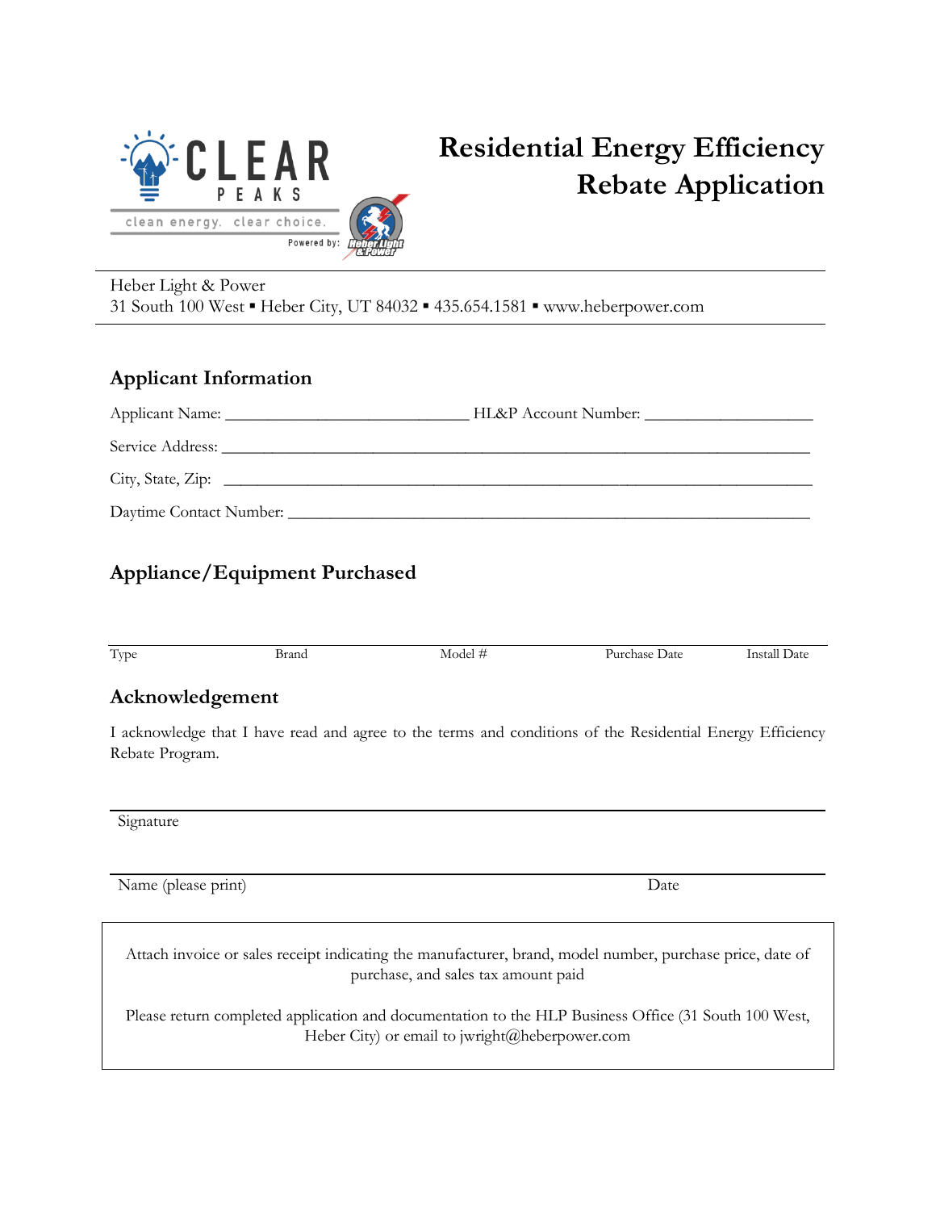CLEAR PEAKS

clean energy. clear choice.

Powered by: Heber Light & Power

# Residential Energy Efficiency Rebate Application

Heber Light & Power
31 South 100 West ▪ Heber City, UT 84032 ▪ 435.654.1581 ▪ www.heberpower.com

## Applicant Information

Applicant Name: ______________________________ HL&P Account Number: ____________________

Service Address: __________________________________________________________________________

City, State, Zip: __________________________________________________________________________

Daytime Contact Number: ___________________________________________________________________

## Appliance/Equipment Purchased

| Type | Brand | Model # | Purchase Date | Install Date |
|---|---|---|---|---|

## Acknowledgement

I acknowledge that I have read and agree to the terms and conditions of the Residential Energy Efficiency Rebate Program.

Signature

Name (please print) Date

Attach invoice or sales receipt indicating the manufacturer, brand, model number, purchase price, date of purchase, and sales tax amount paid

Please return completed application and documentation to the HLP Business Office (31 South 100 West, Heber City) or email to jwright@heberpower.com